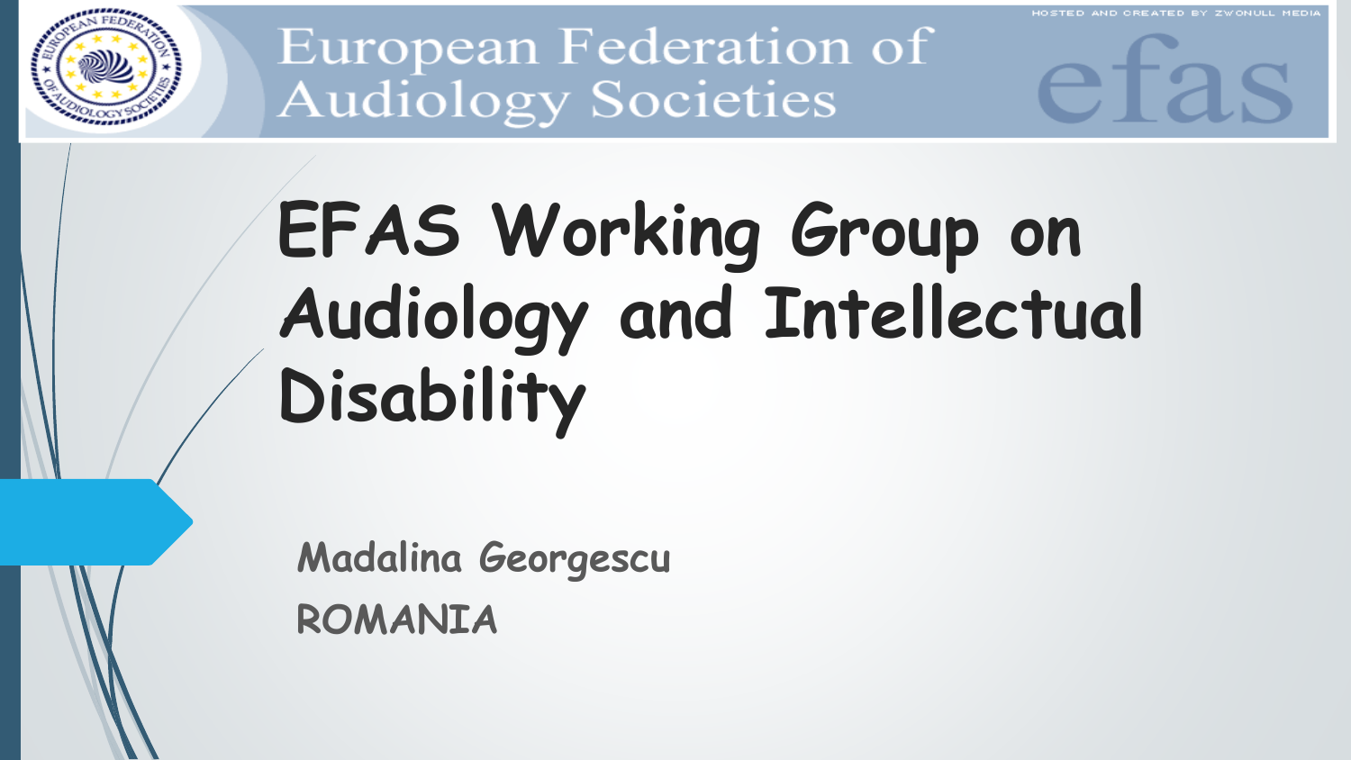European Federation of Audiology Societies

efas

# EFAS Working Group on Audiology and Intellectual Disability

Madalina Georgescu

ROMANIA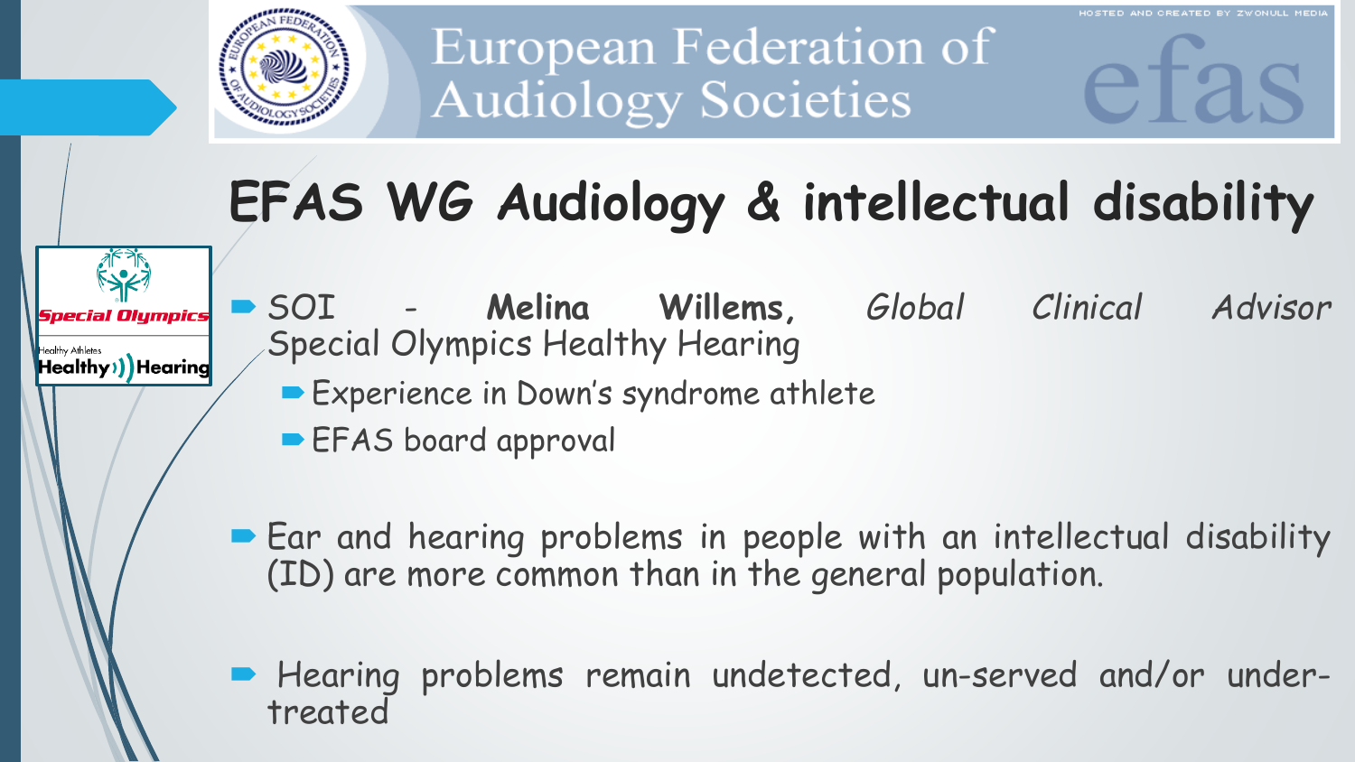European Federation of Audiology Societies

# EFAS WG Audiology & intellectual disability

- SOI - **Melina Willems,** *Global Clinical Advisor* Special Olympics Healthy Hearing
  - Experience in Down's syndrome athlete
  - EFAS board approval
- Ear and hearing problems in people with an intellectual disability (ID) are more common than in the general population.
- Hearing problems remain undetected, un-served and/or under-treated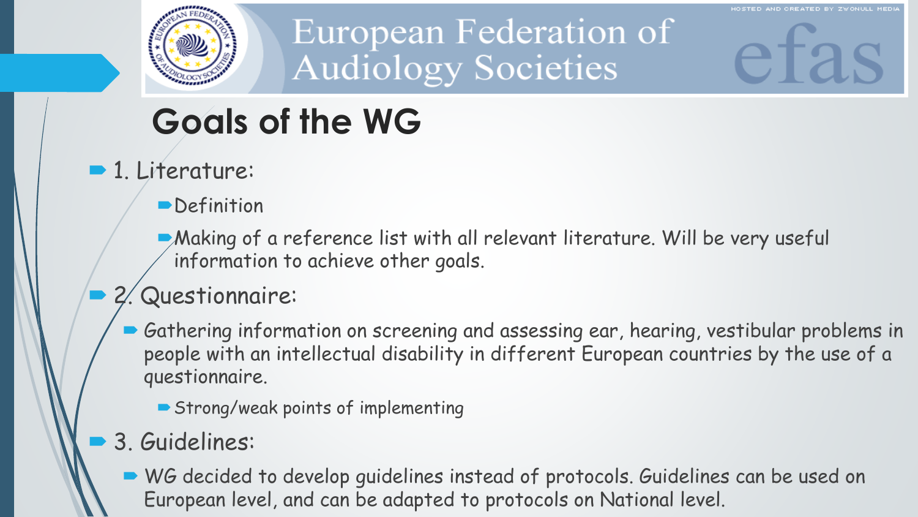## Goals of the WG

- 1. Literature:
  - Definition
  - Making of a reference list with all relevant literature. Will be very useful information to achieve other goals.
- 2. Questionnaire:
  - Gathering information on screening and assessing ear, hearing, vestibular problems in people with an intellectual disability in different European countries by the use of a questionnaire.
    - Strong/weak points of implementing
- 3. Guidelines:
  - WG decided to develop guidelines instead of protocols. Guidelines can be used on European level, and can be adapted to protocols on National level.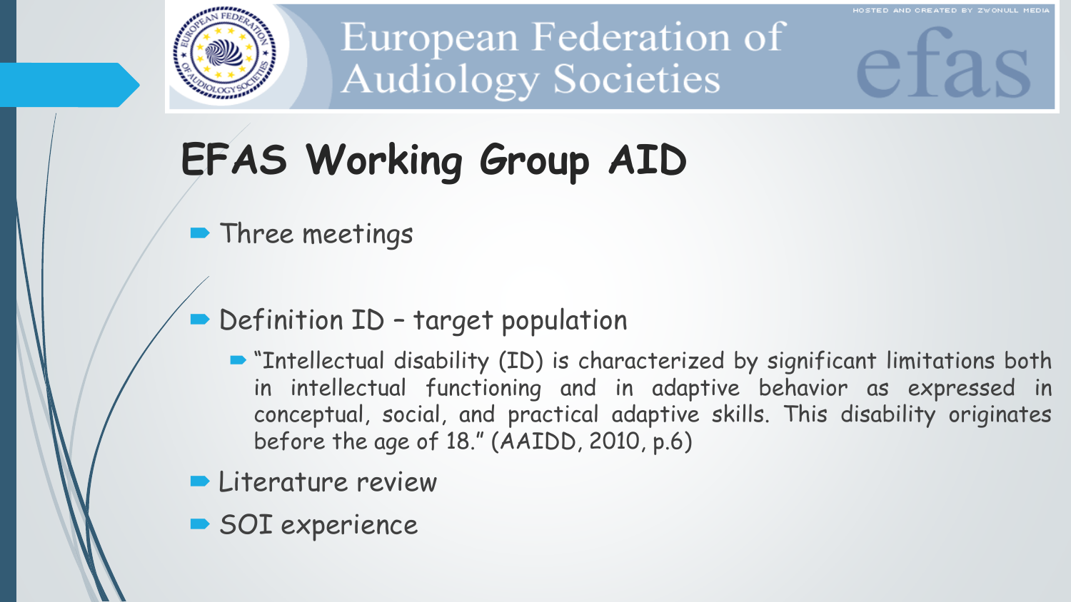# EFAS Working Group AID

- Three meetings
- Definition ID – target population
  - "Intellectual disability (ID) is characterized by significant limitations both in intellectual functioning and in adaptive behavior as expressed in conceptual, social, and practical adaptive skills. This disability originates before the age of 18." (AAIDD, 2010, p.6)
- Literature review
- SOI experience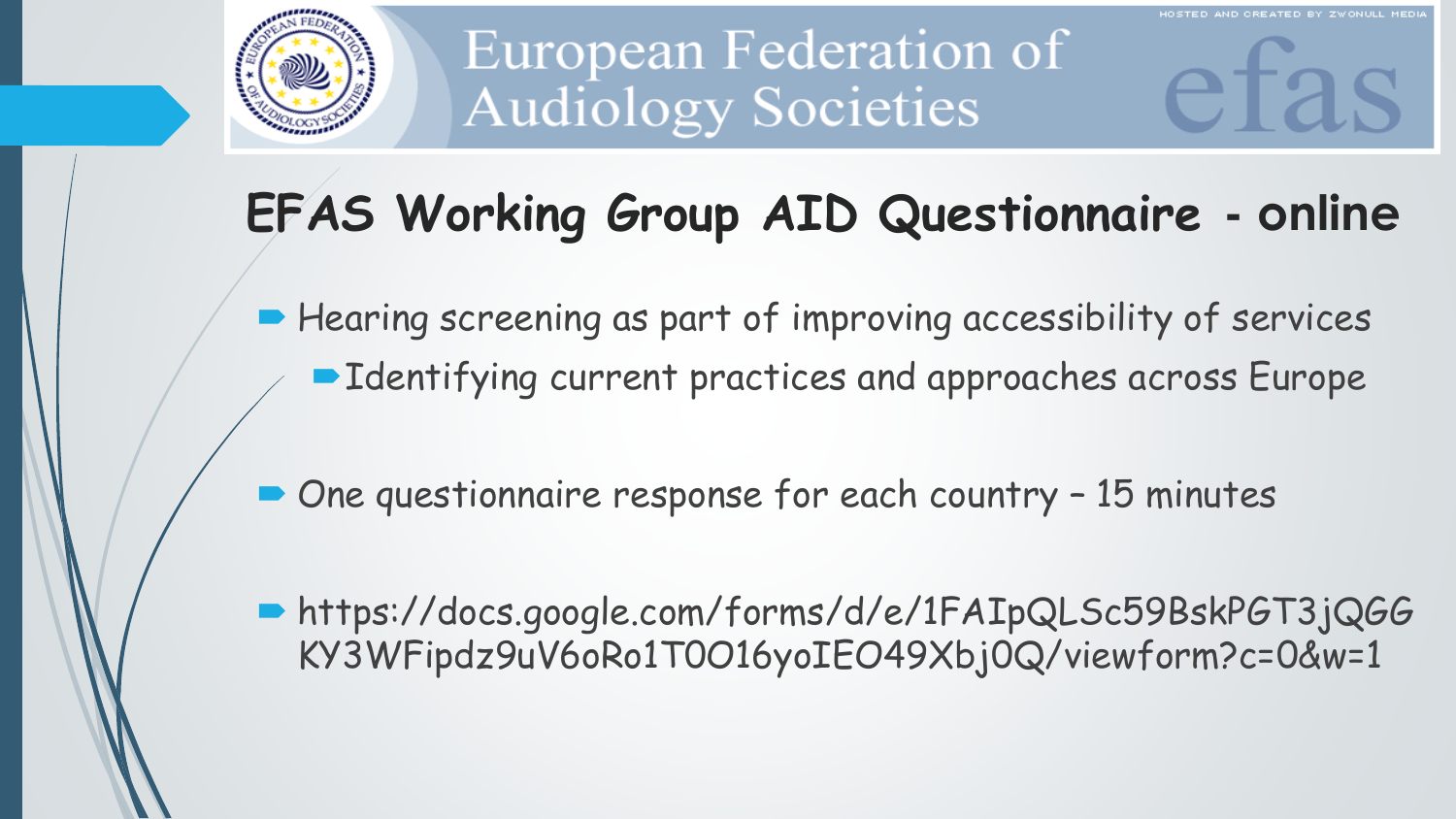European Federation of Audiology Societies

efas

# EFAS Working Group AID Questionnaire - online

- Hearing screening as part of improving accessibility of services
  - Identifying current practices and approaches across Europe
- One questionnaire response for each country – 15 minutes
- https://docs.google.com/forms/d/e/1FAIpQLSc59BskPGT3jQGGKY3WFipdz9uV6oRo1T0O16yoIEO49Xbj0Q/viewform?c=0&w=1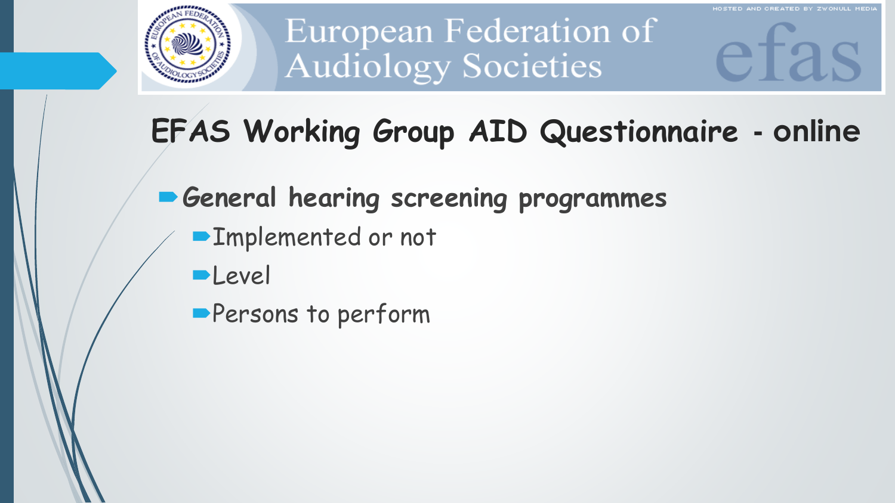# EFAS Working Group AID Questionnaire - online

- **General hearing screening programmes**
  - Implemented or not
  - Level
  - Persons to perform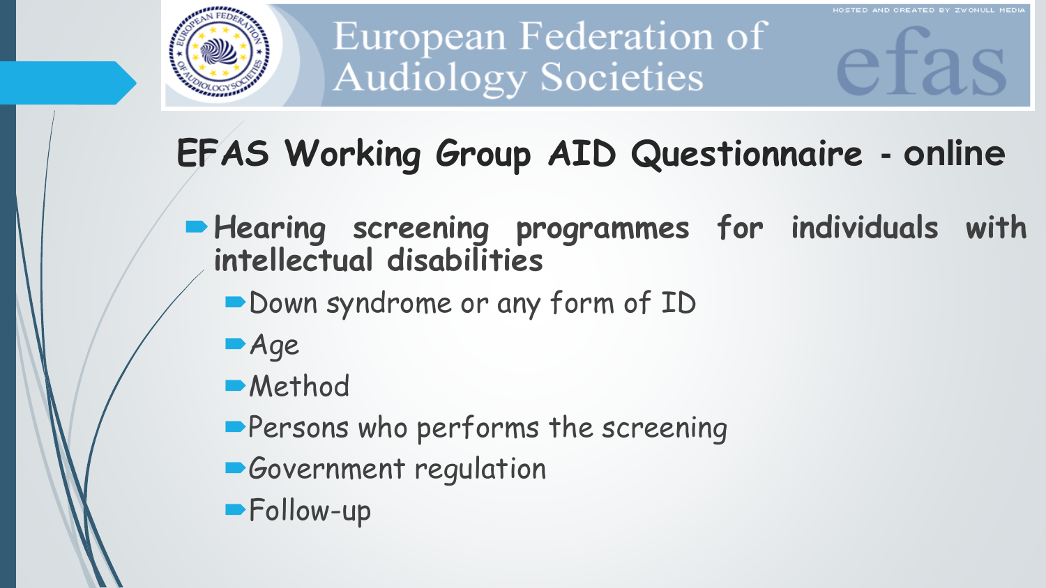# EFAS Working Group AID Questionnaire - online

- **Hearing screening programmes for individuals with intellectual disabilities**
  - Down syndrome or any form of ID
  - Age
  - Method
  - Persons who performs the screening
  - Government regulation
  - Follow-up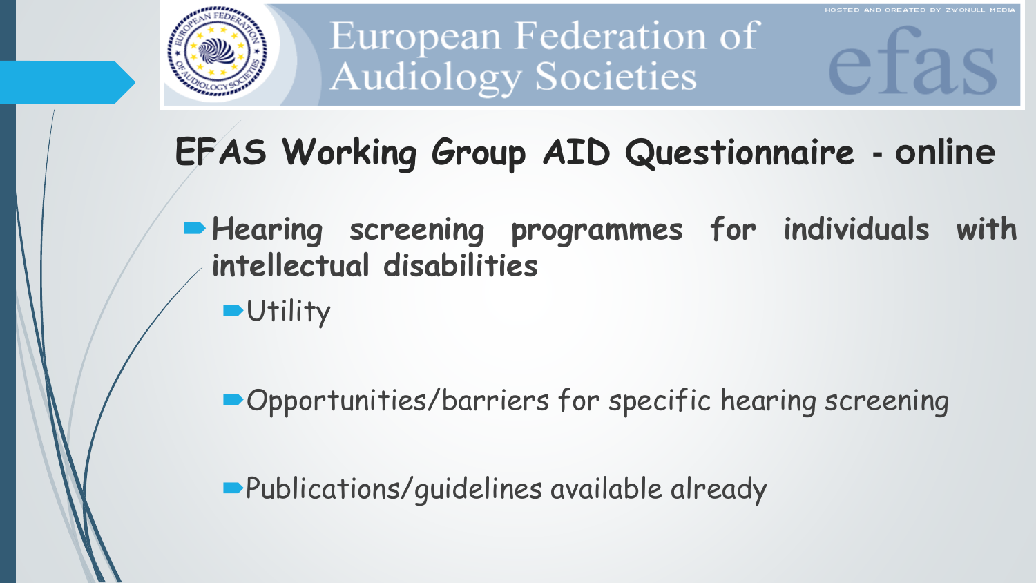European Federation of Audiology Societies

# EFAS Working Group AID Questionnaire - online

- **Hearing screening programmes for individuals with intellectual disabilities**
  - Utility
  - Opportunities/barriers for specific hearing screening
  - Publications/guidelines available already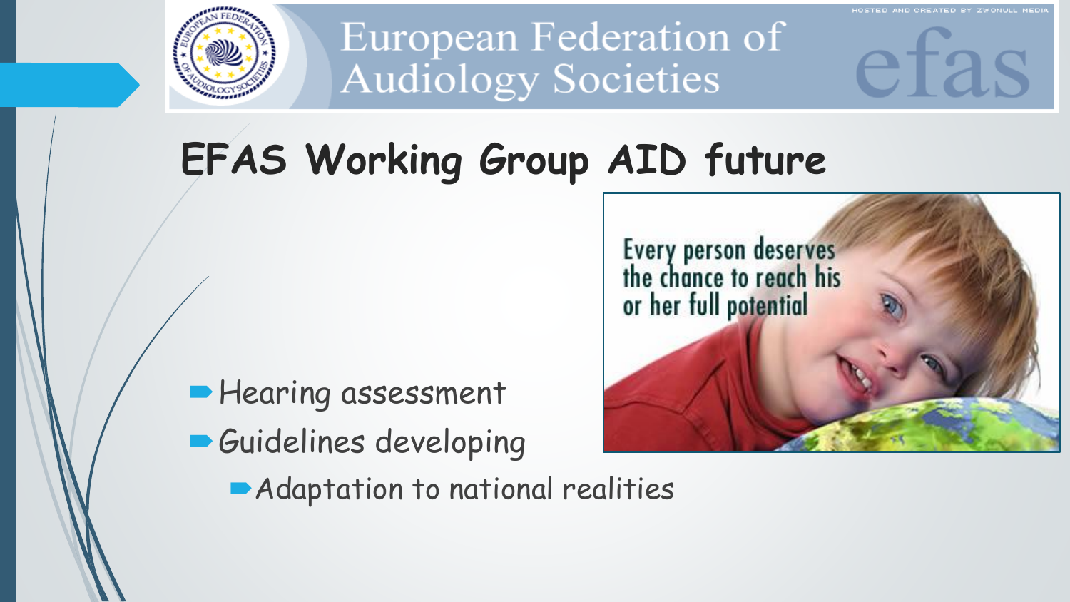# EFAS Working Group AID future

- Hearing assessment
- Guidelines developing
  - Adaptation to national realities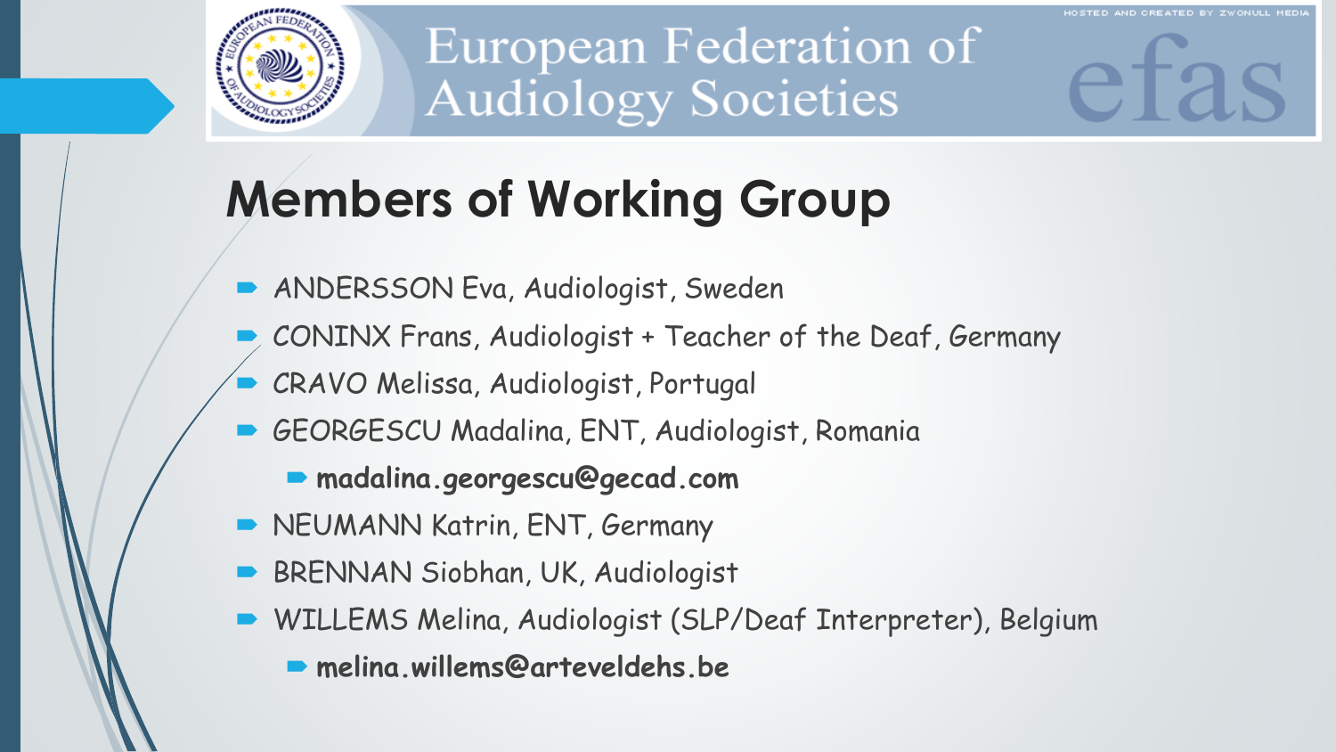European Federation of Audiology Societies

efas

HOSTED AND CREATED BY ZWONULL MEDIA

# Members of Working Group

- ANDERSSON Eva, Audiologist, Sweden
- CONINX Frans, Audiologist + Teacher of the Deaf, Germany
- CRAVO Melissa, Audiologist, Portugal
- GEORGESCU Madalina, ENT, Audiologist, Romania
  - **madalina.georgescu@gecad.com**
- NEUMANN Katrin, ENT, Germany
- BRENNAN Siobhan, UK, Audiologist
- WILLEMS Melina, Audiologist (SLP/Deaf Interpreter), Belgium
  - **melina.willems@arteveldehs.be**